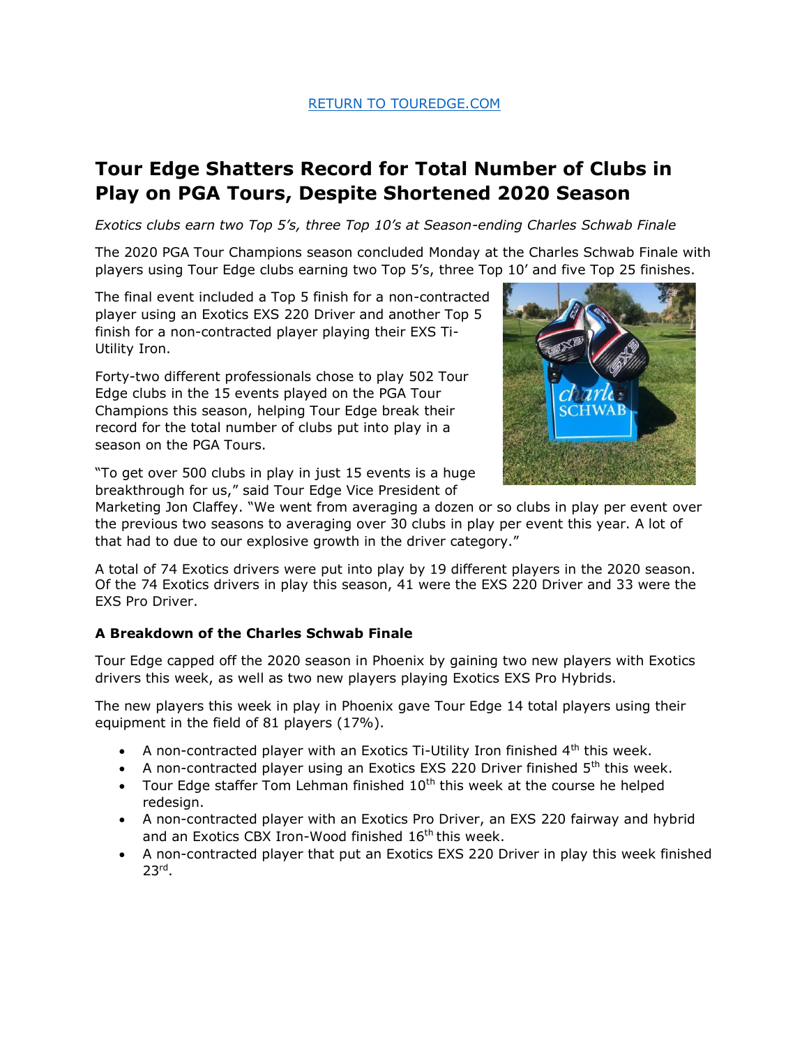[RETURN TO TOUREDGE.COM]

# Tour Edge Shatters Record for Total Number of Clubs in Play on PGA Tours, Despite Shortened 2020 Season

*Exotics clubs earn two Top 5's, three Top 10's at Season-ending Charles Schwab Finale*

The 2020 PGA Tour Champions season concluded Monday at the Charles Schwab Finale with players using Tour Edge clubs earning two Top 5's, three Top 10' and five Top 25 finishes.

The final event included a Top 5 finish for a non-contracted player using an Exotics EXS 220 Driver and another Top 5 finish for a non-contracted player playing their EXS Ti-Utility Iron.

Forty-two different professionals chose to play 502 Tour Edge clubs in the 15 events played on the PGA Tour Champions this season, helping Tour Edge break their record for the total number of clubs put into play in a season on the PGA Tours.

"To get over 500 clubs in play in just 15 events is a huge breakthrough for us," said Tour Edge Vice President of Marketing Jon Claffey. "We went from averaging a dozen or so clubs in play per event over the previous two seasons to averaging over 30 clubs in play per event this year. A lot of that had to due to our explosive growth in the driver category."

A total of 74 Exotics drivers were put into play by 19 different players in the 2020 season. Of the 74 Exotics drivers in play this season, 41 were the EXS 220 Driver and 33 were the EXS Pro Driver.

### A Breakdown of the Charles Schwab Finale

Tour Edge capped off the 2020 season in Phoenix by gaining two new players with Exotics drivers this week, as well as two new players playing Exotics EXS Pro Hybrids.

The new players this week in play in Phoenix gave Tour Edge 14 total players using their equipment in the field of 81 players (17%).

- A non-contracted player with an Exotics Ti-Utility Iron finished 4th this week.
- A non-contracted player using an Exotics EXS 220 Driver finished 5th this week.
- Tour Edge staffer Tom Lehman finished 10th this week at the course he helped redesign.
- A non-contracted player with an Exotics Pro Driver, an EXS 220 fairway and hybrid and an Exotics CBX Iron-Wood finished 16th this week.
- A non-contracted player that put an Exotics EXS 220 Driver in play this week finished 23rd.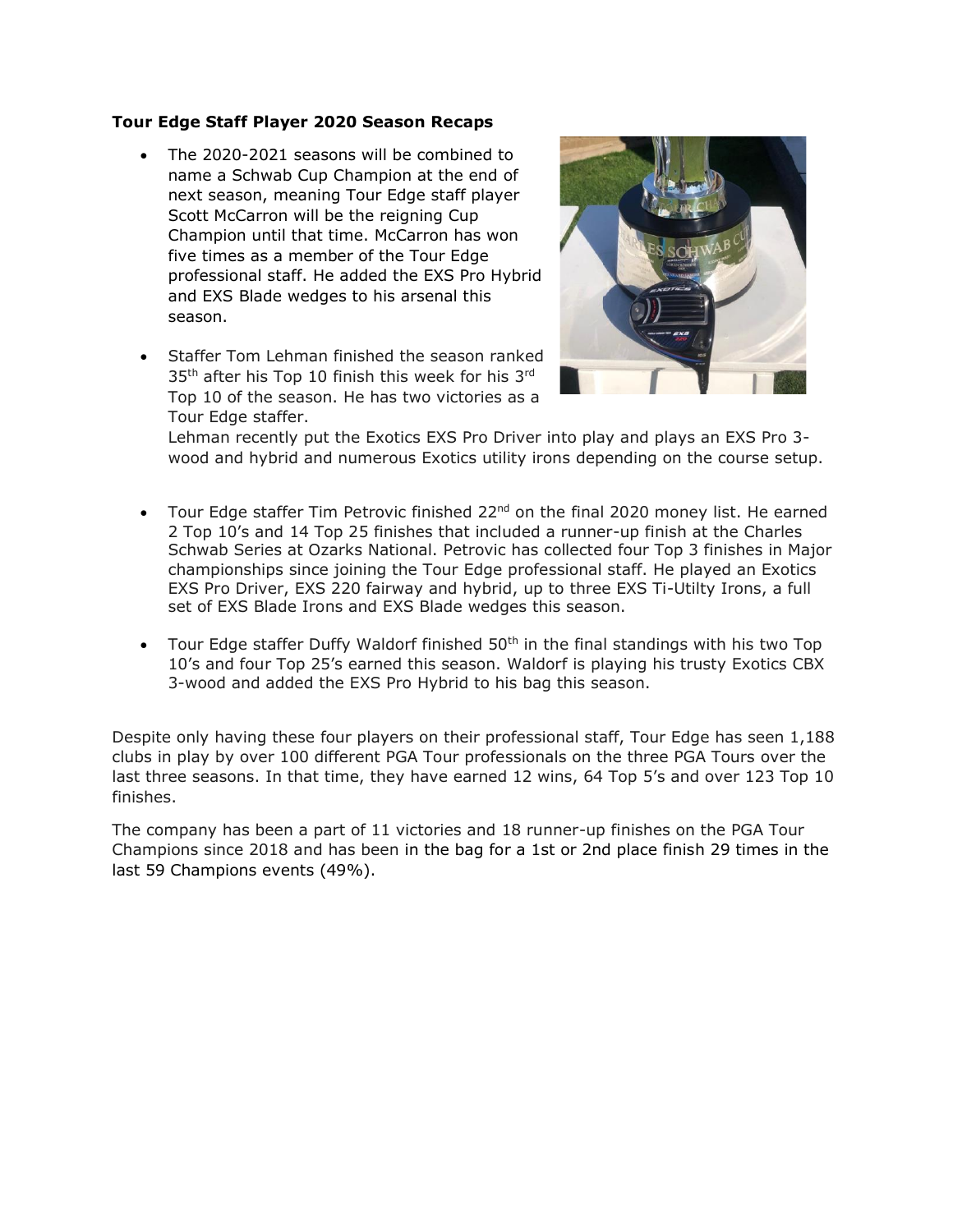**Tour Edge Staff Player 2020 Season Recaps**

- The 2020-2021 seasons will be combined to name a Schwab Cup Champion at the end of next season, meaning Tour Edge staff player Scott McCarron will be the reigning Cup Champion until that time. McCarron has won five times as a member of the Tour Edge professional staff. He added the EXS Pro Hybrid and EXS Blade wedges to his arsenal this season.

- Staffer Tom Lehman finished the season ranked 35th after his Top 10 finish this week for his 3rd Top 10 of the season. He has two victories as a Tour Edge staffer.
  Lehman recently put the Exotics EXS Pro Driver into play and plays an EXS Pro 3-wood and hybrid and numerous Exotics utility irons depending on the course setup.

- Tour Edge staffer Tim Petrovic finished 22nd on the final 2020 money list. He earned 2 Top 10's and 14 Top 25 finishes that included a runner-up finish at the Charles Schwab Series at Ozarks National. Petrovic has collected four Top 3 finishes in Major championships since joining the Tour Edge professional staff. He played an Exotics EXS Pro Driver, EXS 220 fairway and hybrid, up to three EXS Ti-Utilty Irons, a full set of EXS Blade Irons and EXS Blade wedges this season.

- Tour Edge staffer Duffy Waldorf finished 50th in the final standings with his two Top 10's and four Top 25's earned this season. Waldorf is playing his trusty Exotics CBX 3-wood and added the EXS Pro Hybrid to his bag this season.

Despite only having these four players on their professional staff, Tour Edge has seen 1,188 clubs in play by over 100 different PGA Tour professionals on the three PGA Tours over the last three seasons. In that time, they have earned 12 wins, 64 Top 5's and over 123 Top 10 finishes.

The company has been a part of 11 victories and 18 runner-up finishes on the PGA Tour Champions since 2018 and has been in the bag for a 1st or 2nd place finish 29 times in the last 59 Champions events (49%).